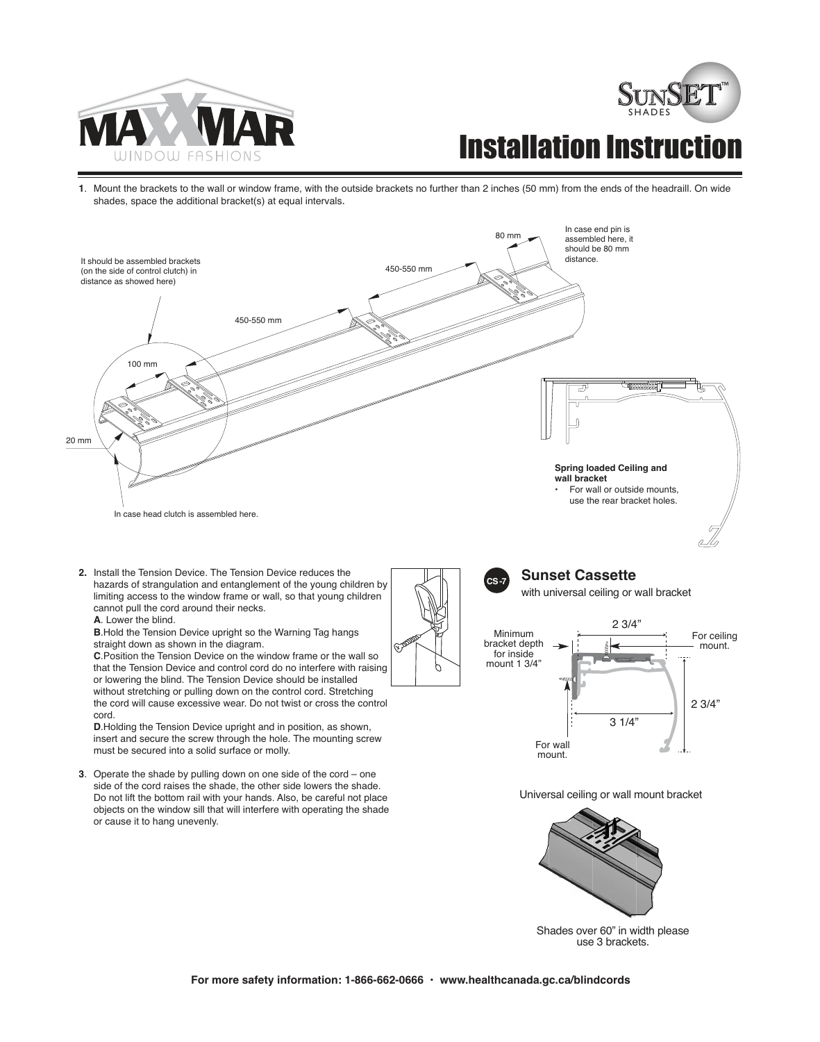# Installation Instruction

**1**. Mount the brackets to the wall or window frame, with the outside brackets no further than 2 inches (50 mm) from the ends of the headraill. On wide shades, space the additional bracket(s) at equal intervals.

80 mm

In case end pin is assembled here, it should be 80 mm distance.

It should be assembled brackets (on the side of control clutch) in distance as showed here)

450-550 mm

450-550 mm

100 mm

20 mm

In case head clutch is assembled here.

**Spring loaded Ceiling and wall bracket**

- For wall or outside mounts, use the rear bracket holes.

**2.** Install the Tension Device. The Tension Device reduces the hazards of strangulation and entanglement of the young children by limiting access to the window frame or wall, so that young children cannot pull the cord around their necks.

**A**. Lower the blind.

**B**.Hold the Tension Device upright so the Warning Tag hangs straight down as shown in the diagram.

**C**.Position the Tension Device on the window frame or the wall so that the Tension Device and control cord do no interfere with raising or lowering the blind. The Tension Device should be installed without stretching or pulling down on the control cord. Stretching the cord will cause excessive wear. Do not twist or cross the control cord.

**D**.Holding the Tension Device upright and in position, as shown, insert and secure the screw through the hole. The mounting screw must be secured into a solid surface or molly.

**3**. Operate the shade by pulling down on one side of the cord – one side of the cord raises the shade, the other side lowers the shade. Do not lift the bottom rail with your hands. Also, be careful not place objects on the window sill that will interfere with operating the shade or cause it to hang unevenly.

## CS-7 Sunset Cassette

with universal ceiling or wall bracket

Minimum bracket depth for inside mount 1 3/4"

2 3/4"

For ceiling mount.

2 3/4"

3 1/4"

For wall mount.

Universal ceiling or wall mount bracket

Shades over 60" in width please use 3 brackets.

**For more safety information: 1-866-662-0666 · www.healthcanada.gc.ca/blindcords**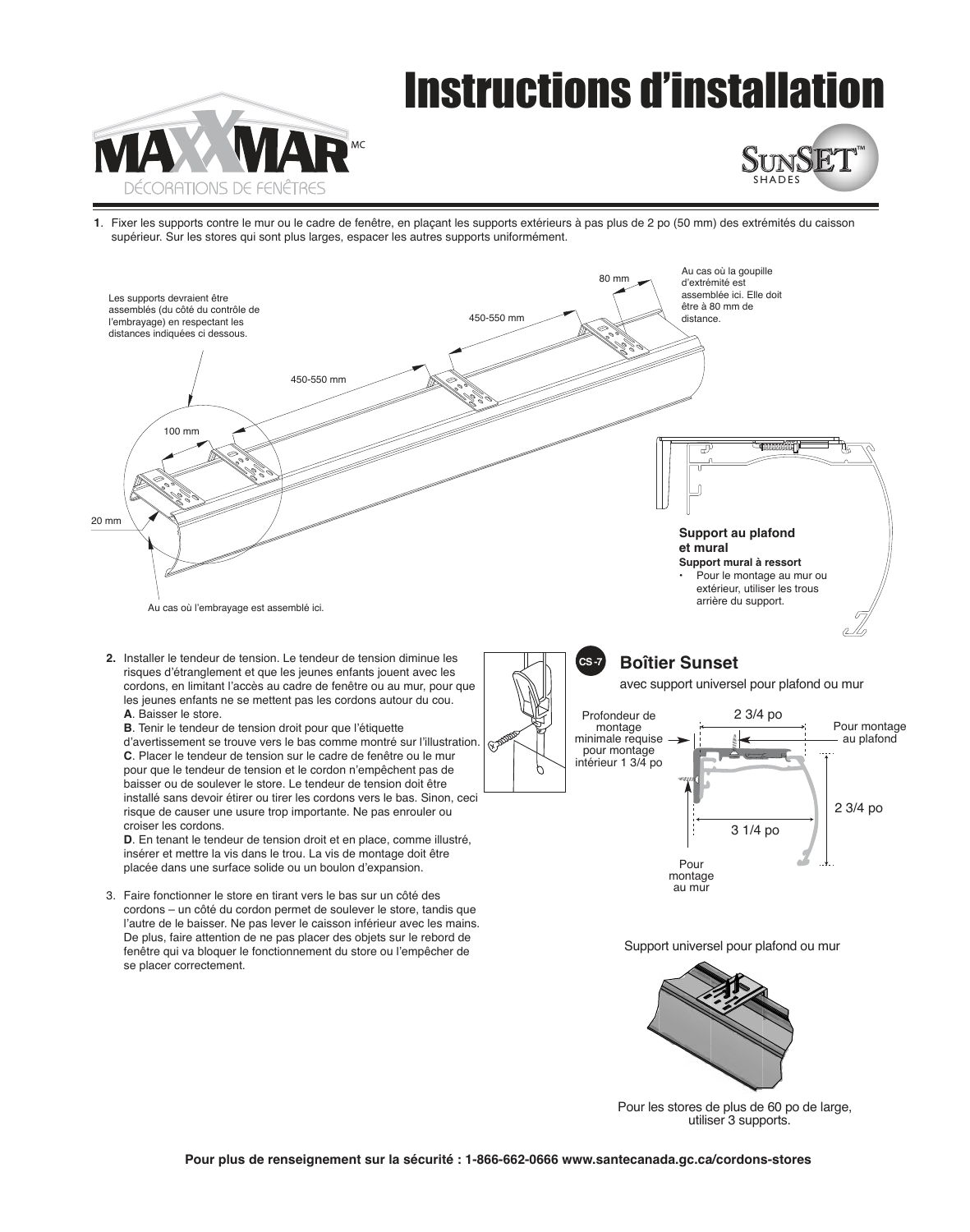# Instructions d'installation

MAXMAR[MC]

DÉCORATIONS DE FENÊTRES

SUNSET[TM] SHADES

1. Fixer les supports contre le mur ou le cadre de fenêtre, en plaçant les supports extérieurs à pas plus de 2 po (50 mm) des extrémités du caisson supérieur. Sur les stores qui sont plus larges, espacer les autres supports uniformément.

Les supports devraient être assemblés (du côté du contrôle de l'embrayage) en respectant les distances indiquées ci dessous.

80 mm

Au cas où la goupille d'extrémité est assemblée ici. Elle doit être à 80 mm de distance.

450-550 mm

450-550 mm

100 mm

20 mm

Au cas où l'embrayage est assemblé ici.

**Support au plafond et mural**

**Support mural à ressort**

- Pour le montage au mur ou extérieur, utiliser les trous arrière du support.

2. Installer le tendeur de tension. Le tendeur de tension diminue les risques d'étranglement et que les jeunes enfants jouent avec les cordons, en limitant l'accès au cadre de fenêtre ou au mur, pour que les jeunes enfants ne se mettent pas les cordons autour du cou.
   **A**. Baisser le store.
   **B**. Tenir le tendeur de tension droit pour que l'étiquette d'avertissement se trouve vers le bas comme montré sur l'illustration.
   **C**. Placer le tendeur de tension sur le cadre de fenêtre ou le mur pour que le tendeur de tension et le cordon n'empêchent pas de baisser ou de soulever le store. Le tendeur de tension doit être installé sans devoir étirer ou tirer les cordons vers le bas. Sinon, ceci risque de causer une usure trop importante. Ne pas enrouler ou croiser les cordons.
   **D**. En tenant le tendeur de tension droit et en place, comme illustré, insérer et mettre la vis dans le trou. La vis de montage doit être placée dans une surface solide ou un boulon d'expansion.

3. Faire fonctionner le store en tirant vers le bas sur un côté des cordons – un côté du cordon permet de soulever le store, tandis que l'autre de le baisser. Ne pas lever le caisson inférieur avec les mains. De plus, faire attention de ne pas placer des objets sur le rebord de fenêtre qui va bloquer le fonctionnement du store ou l'empêcher de se placer correctement.

CS-7

## Boîtier Sunset

avec support universel pour plafond ou mur

Profondeur de montage minimale requise pour montage intérieur 1 3/4 po

2 3/4 po

Pour montage au plafond

2 3/4 po

3 1/4 po

Pour montage au mur

Support universel pour plafond ou mur

Pour les stores de plus de 60 po de large, utiliser 3 supports.

**Pour plus de renseignement sur la sécurité : 1-866-662-0666 www.santecanada.gc.ca/cordons-stores**